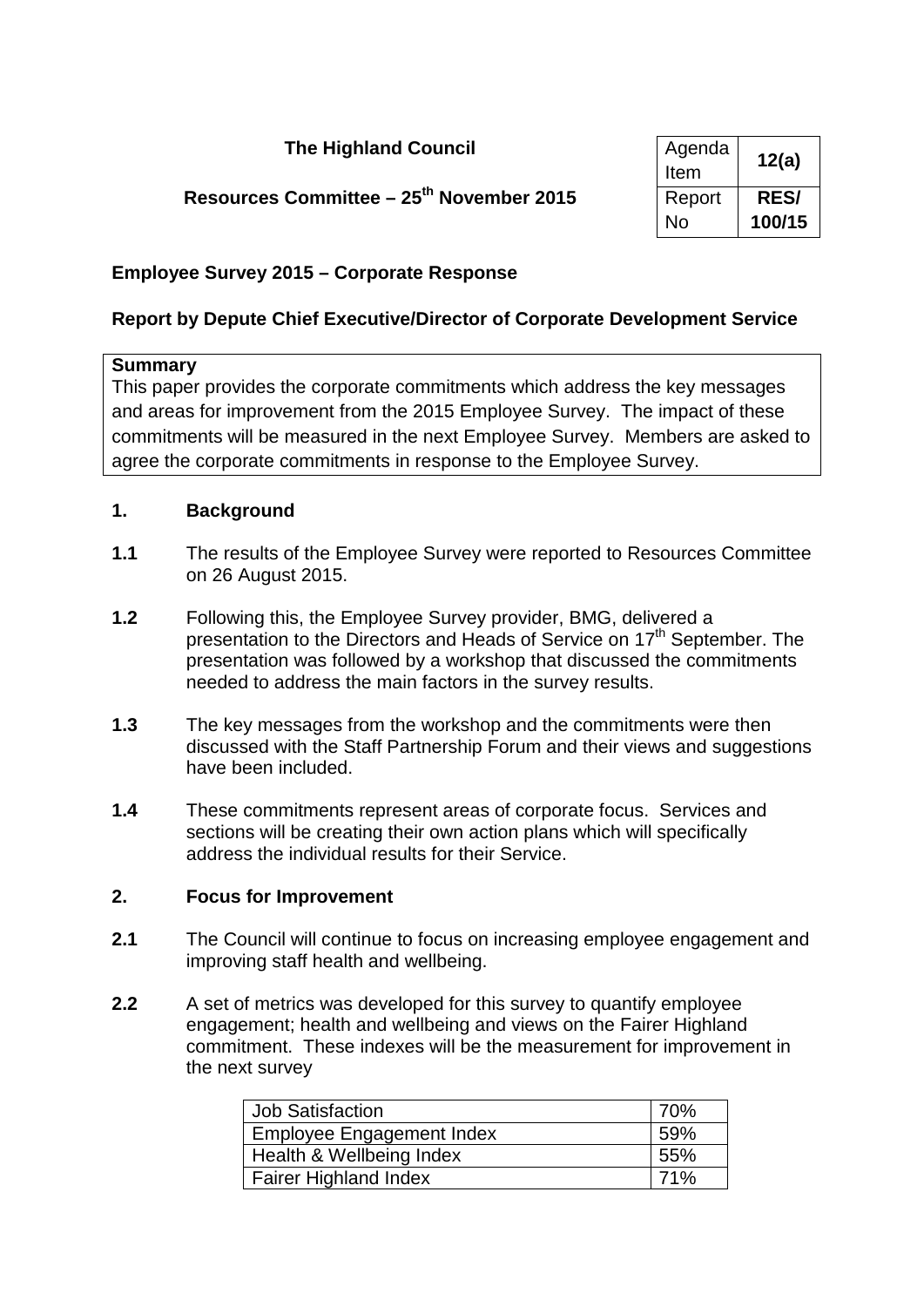**The Highland Council**

**Resources Committee – 25th November 2015**

| Agenda Item | **12(a)** |
|---|---|
| Report No | **RES/ 100/15** |

**Employee Survey 2015 – Corporate Response**

**Report by Depute Chief Executive/Director of Corporate Development Service**

**Summary**

This paper provides the corporate commitments which address the key messages and areas for improvement from the 2015 Employee Survey. The impact of these commitments will be measured in the next Employee Survey. Members are asked to agree the corporate commitments in response to the Employee Survey.

## 1. Background

**1.1** The results of the Employee Survey were reported to Resources Committee on 26 August 2015.

**1.2** Following this, the Employee Survey provider, BMG, delivered a presentation to the Directors and Heads of Service on 17th September. The presentation was followed by a workshop that discussed the commitments needed to address the main factors in the survey results.

**1.3** The key messages from the workshop and the commitments were then discussed with the Staff Partnership Forum and their views and suggestions have been included.

**1.4** These commitments represent areas of corporate focus. Services and sections will be creating their own action plans which will specifically address the individual results for their Service.

## 2. Focus for Improvement

**2.1** The Council will continue to focus on increasing employee engagement and improving staff health and wellbeing.

**2.2** A set of metrics was developed for this survey to quantify employee engagement; health and wellbeing and views on the Fairer Highland commitment. These indexes will be the measurement for improvement in the next survey

| Job Satisfaction | 70% |
|---|---|
| Employee Engagement Index | 59% |
| Health & Wellbeing Index | 55% |
| Fairer Highland Index | 71% |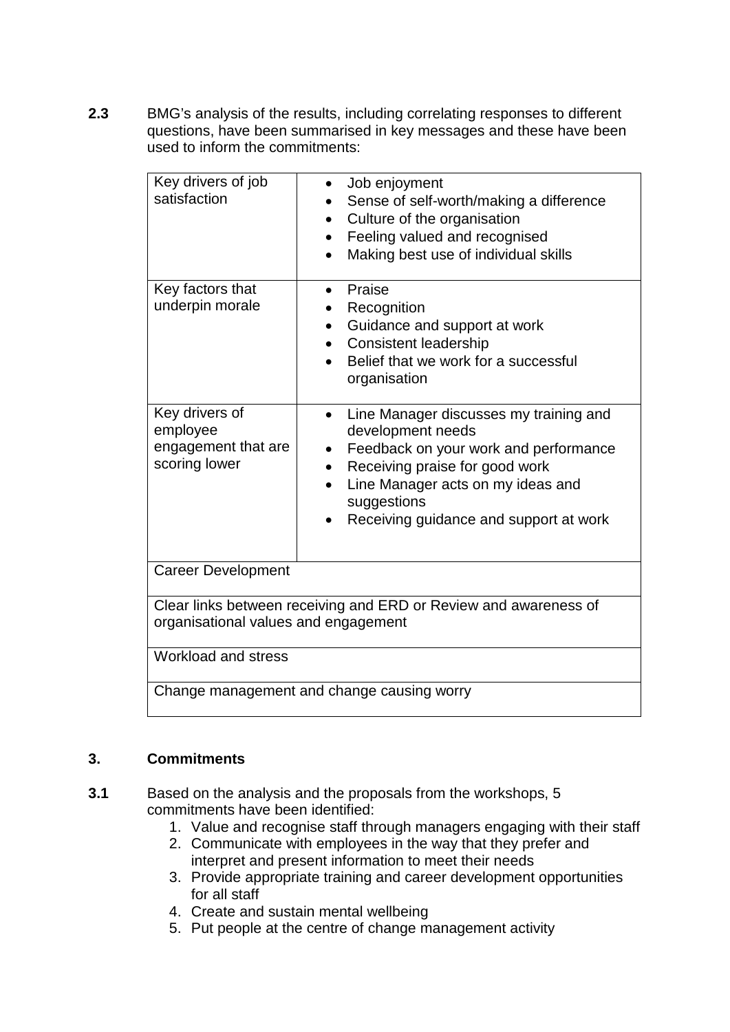**2.3** BMG's analysis of the results, including correlating responses to different questions, have been summarised in key messages and these have been used to inform the commitments:

| | |
|---|---|
| Key drivers of job satisfaction | • Job enjoyment<br>• Sense of self-worth/making a difference<br>• Culture of the organisation<br>• Feeling valued and recognised<br>• Making best use of individual skills |
| Key factors that underpin morale | • Praise<br>• Recognition<br>• Guidance and support at work<br>• Consistent leadership<br>• Belief that we work for a successful organisation |
| Key drivers of employee engagement that are scoring lower | • Line Manager discusses my training and development needs<br>• Feedback on your work and performance<br>• Receiving praise for good work<br>• Line Manager acts on my ideas and suggestions<br>• Receiving guidance and support at work |
| Career Development | |
| Clear links between receiving and ERD or Review and awareness of organisational values and engagement | |
| Workload and stress | |
| Change management and change causing worry | |

## 3. Commitments

**3.1** Based on the analysis and the proposals from the workshops, 5 commitments have been identified:

1. Value and recognise staff through managers engaging with their staff
2. Communicate with employees in the way that they prefer and interpret and present information to meet their needs
3. Provide appropriate training and career development opportunities for all staff
4. Create and sustain mental wellbeing
5. Put people at the centre of change management activity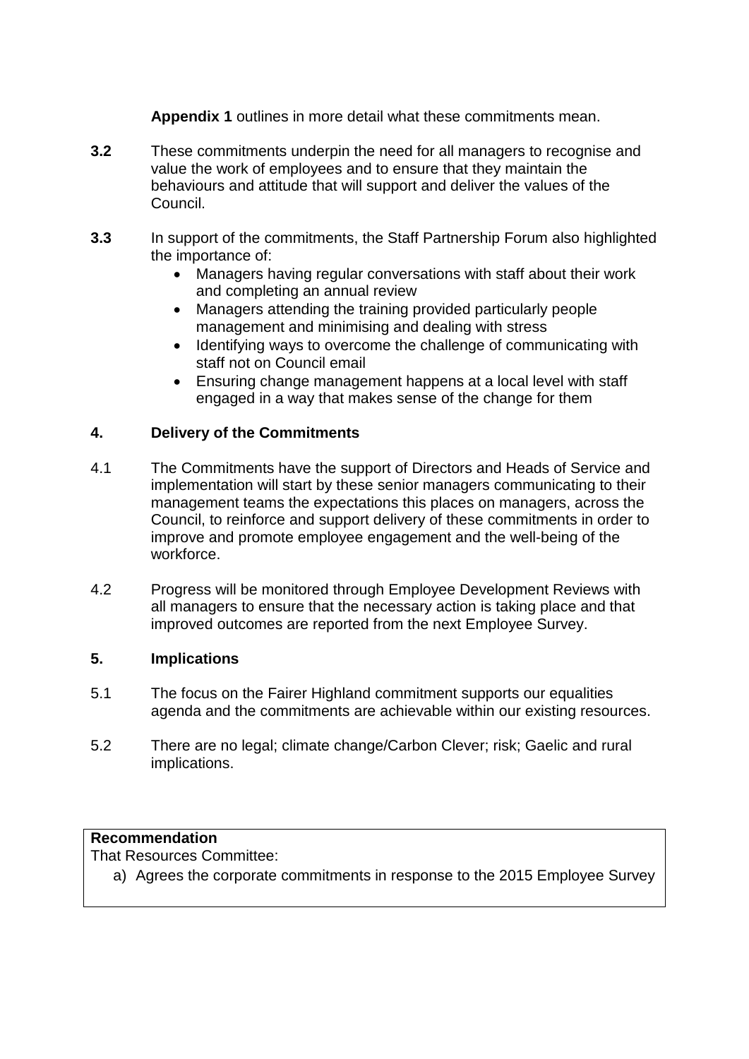**Appendix 1** outlines in more detail what these commitments mean.

**3.2** These commitments underpin the need for all managers to recognise and value the work of employees and to ensure that they maintain the behaviours and attitude that will support and deliver the values of the Council.

**3.3** In support of the commitments, the Staff Partnership Forum also highlighted the importance of:

- Managers having regular conversations with staff about their work and completing an annual review
- Managers attending the training provided particularly people management and minimising and dealing with stress
- Identifying ways to overcome the challenge of communicating with staff not on Council email
- Ensuring change management happens at a local level with staff engaged in a way that makes sense of the change for them

## 4. Delivery of the Commitments

4.1 The Commitments have the support of Directors and Heads of Service and implementation will start by these senior managers communicating to their management teams the expectations this places on managers, across the Council, to reinforce and support delivery of these commitments in order to improve and promote employee engagement and the well-being of the workforce.

4.2 Progress will be monitored through Employee Development Reviews with all managers to ensure that the necessary action is taking place and that improved outcomes are reported from the next Employee Survey.

## 5. Implications

5.1 The focus on the Fairer Highland commitment supports our equalities agenda and the commitments are achievable within our existing resources.

5.2 There are no legal; climate change/Carbon Clever; risk; Gaelic and rural implications.

**Recommendation**

That Resources Committee:

a) Agrees the corporate commitments in response to the 2015 Employee Survey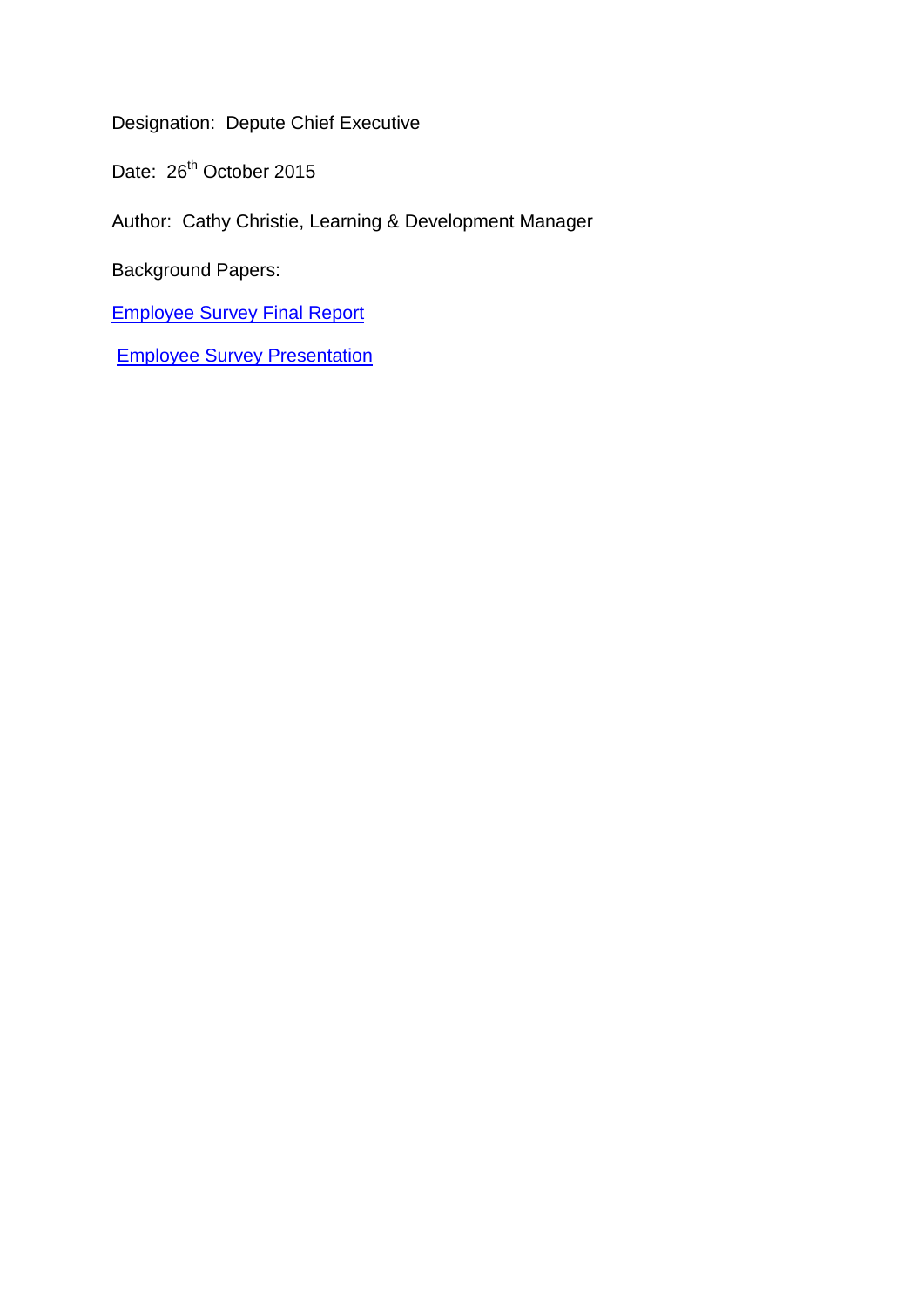Designation: Depute Chief Executive

Date: 26th October 2015

Author: Cathy Christie, Learning & Development Manager

Background Papers:

Employee Survey Final Report

Employee Survey Presentation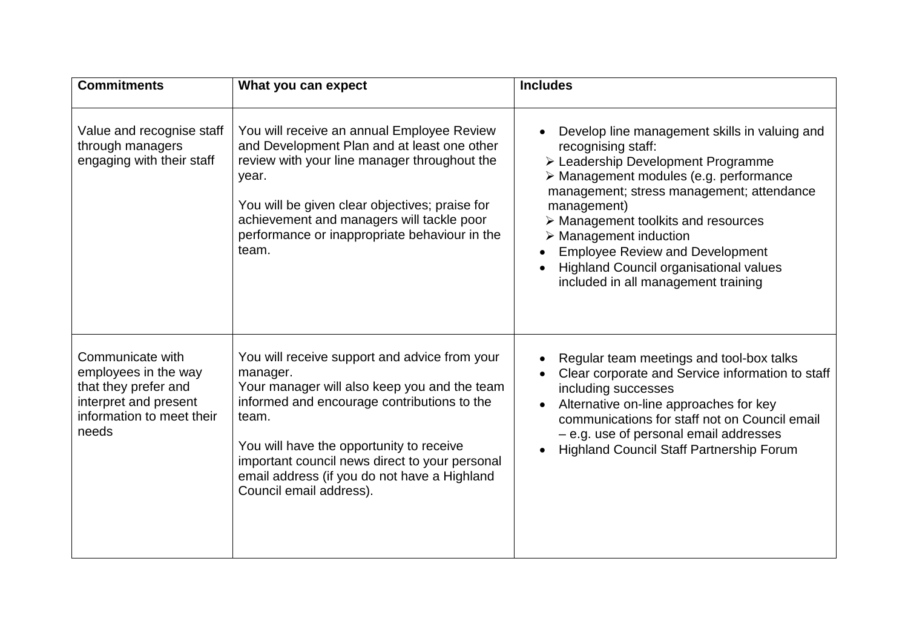| Commitments | What you can expect | Includes |
|---|---|---|
| Value and recognise staff through managers engaging with their staff | You will receive an annual Employee Review and Development Plan and at least one other review with your line manager throughout the year.<br><br>You will be given clear objectives; praise for achievement and managers will tackle poor performance or inappropriate behaviour in the team. | • Develop line management skills in valuing and recognising staff:<br>➢ Leadership Development Programme<br>➢ Management modules (e.g. performance management; stress management; attendance management)<br>➢ Management toolkits and resources<br>➢ Management induction<br>• Employee Review and Development<br>• Highland Council organisational values included in all management training |
| Communicate with employees in the way that they prefer and interpret and present information to meet their needs | You will receive support and advice from your manager.<br>Your manager will also keep you and the team informed and encourage contributions to the team.<br><br>You will have the opportunity to receive important council news direct to your personal email address (if you do not have a Highland Council email address). | • Regular team meetings and tool-box talks<br>• Clear corporate and Service information to staff including successes<br>• Alternative on-line approaches for key communications for staff not on Council email – e.g. use of personal email addresses<br>• Highland Council Staff Partnership Forum |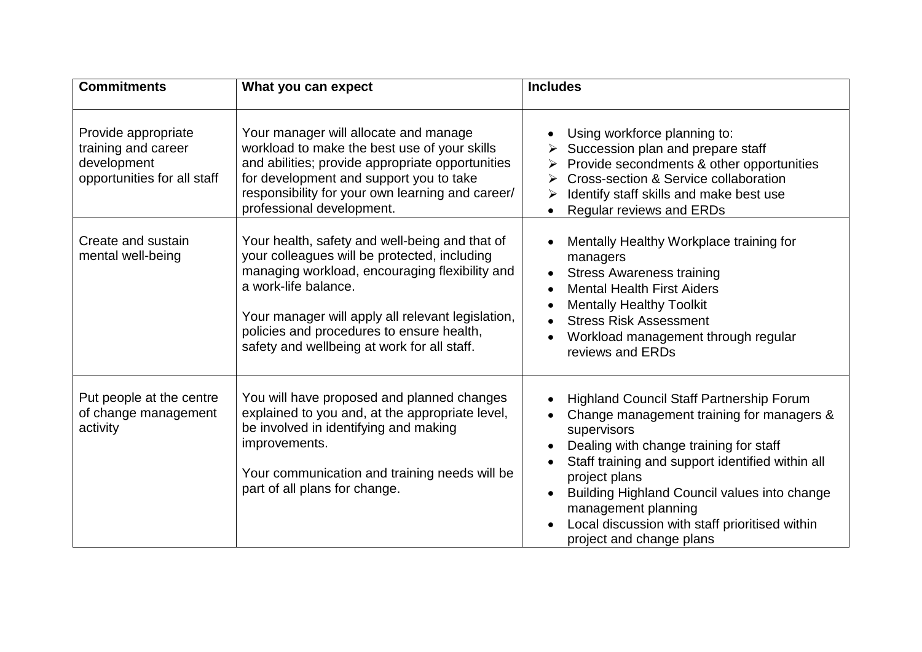| Commitments | What you can expect | Includes |
|---|---|---|
| Provide appropriate training and career development opportunities for all staff | Your manager will allocate and manage workload to make the best use of your skills and abilities; provide appropriate opportunities for development and support you to take responsibility for your own learning and career/ professional development. | • Using workforce planning to:<br>➢ Succession plan and prepare staff<br>➢ Provide secondments & other opportunities<br>➢ Cross-section & Service collaboration<br>➢ Identify staff skills and make best use<br>• Regular reviews and ERDs |
| Create and sustain mental well-being | Your health, safety and well-being and that of your colleagues will be protected, including managing workload, encouraging flexibility and a work-life balance.<br><br>Your manager will apply all relevant legislation, policies and procedures to ensure health, safety and wellbeing at work for all staff. | • Mentally Healthy Workplace training for managers<br>• Stress Awareness training<br>• Mental Health First Aiders<br>• Mentally Healthy Toolkit<br>• Stress Risk Assessment<br>• Workload management through regular reviews and ERDs |
| Put people at the centre of change management activity | You will have proposed and planned changes explained to you and, at the appropriate level, be involved in identifying and making improvements.<br><br>Your communication and training needs will be part of all plans for change. | • Highland Council Staff Partnership Forum<br>• Change management training for managers & supervisors<br>• Dealing with change training for staff<br>• Staff training and support identified within all project plans<br>• Building Highland Council values into change management planning<br>• Local discussion with staff prioritised within project and change plans |